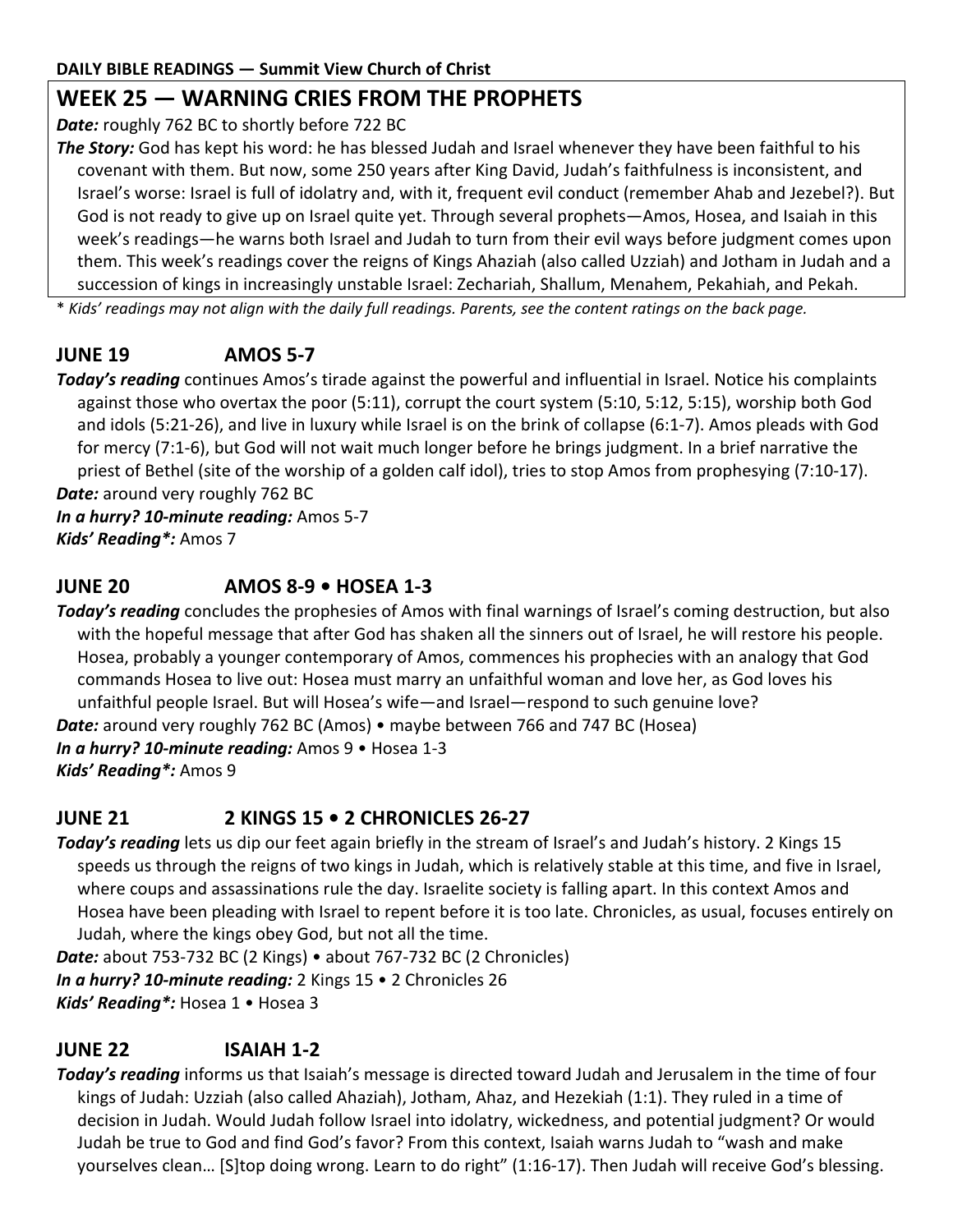**DAILY BIBLE READINGS — Summit View Church of Christ**

# WEEK 25 — WARNING CRIES FROM THE PROPHETS

***Date:*** roughly 762 BC to shortly before 722 BC

***The Story:*** God has kept his word: he has blessed Judah and Israel whenever they have been faithful to his covenant with them. But now, some 250 years after King David, Judah's faithfulness is inconsistent, and Israel's worse: Israel is full of idolatry and, with it, frequent evil conduct (remember Ahab and Jezebel?). But God is not ready to give up on Israel quite yet. Through several prophets—Amos, Hosea, and Isaiah in this week's readings—he warns both Israel and Judah to turn from their evil ways before judgment comes upon them. This week's readings cover the reigns of Kings Ahaziah (also called Uzziah) and Jotham in Judah and a succession of kings in increasingly unstable Israel: Zechariah, Shallum, Menahem, Pekahiah, and Pekah.

\* *Kids' readings may not align with the daily full readings. Parents, see the content ratings on the back page.*

## JUNE 19 AMOS 5-7

***Today's reading*** continues Amos's tirade against the powerful and influential in Israel. Notice his complaints against those who overtax the poor (5:11), corrupt the court system (5:10, 5:12, 5:15), worship both God and idols (5:21-26), and live in luxury while Israel is on the brink of collapse (6:1-7). Amos pleads with God for mercy (7:1-6), but God will not wait much longer before he brings judgment. In a brief narrative the priest of Bethel (site of the worship of a golden calf idol), tries to stop Amos from prophesying (7:10-17).

***Date:*** around very roughly 762 BC

***In a hurry? 10-minute reading:*** Amos 5-7

***Kids' Reading\*:*** Amos 7

## JUNE 20 AMOS 8-9 • HOSEA 1-3

***Today's reading*** concludes the prophesies of Amos with final warnings of Israel's coming destruction, but also with the hopeful message that after God has shaken all the sinners out of Israel, he will restore his people. Hosea, probably a younger contemporary of Amos, commences his prophecies with an analogy that God commands Hosea to live out: Hosea must marry an unfaithful woman and love her, as God loves his unfaithful people Israel. But will Hosea's wife—and Israel—respond to such genuine love?

***Date:*** around very roughly 762 BC (Amos) • maybe between 766 and 747 BC (Hosea)

***In a hurry? 10-minute reading:*** Amos 9 • Hosea 1-3

***Kids' Reading\*:*** Amos 9

## JUNE 21 2 KINGS 15 • 2 CHRONICLES 26-27

***Today's reading*** lets us dip our feet again briefly in the stream of Israel's and Judah's history. 2 Kings 15 speeds us through the reigns of two kings in Judah, which is relatively stable at this time, and five in Israel, where coups and assassinations rule the day. Israelite society is falling apart. In this context Amos and Hosea have been pleading with Israel to repent before it is too late. Chronicles, as usual, focuses entirely on Judah, where the kings obey God, but not all the time.

***Date:*** about 753-732 BC (2 Kings) • about 767-732 BC (2 Chronicles)

***In a hurry? 10-minute reading:*** 2 Kings 15 • 2 Chronicles 26

***Kids' Reading\*:*** Hosea 1 • Hosea 3

## JUNE 22 ISAIAH 1-2

***Today's reading*** informs us that Isaiah's message is directed toward Judah and Jerusalem in the time of four kings of Judah: Uzziah (also called Ahaziah), Jotham, Ahaz, and Hezekiah (1:1). They ruled in a time of decision in Judah. Would Judah follow Israel into idolatry, wickedness, and potential judgment? Or would Judah be true to God and find God's favor? From this context, Isaiah warns Judah to "wash and make yourselves clean… [S]top doing wrong. Learn to do right" (1:16-17). Then Judah will receive God's blessing.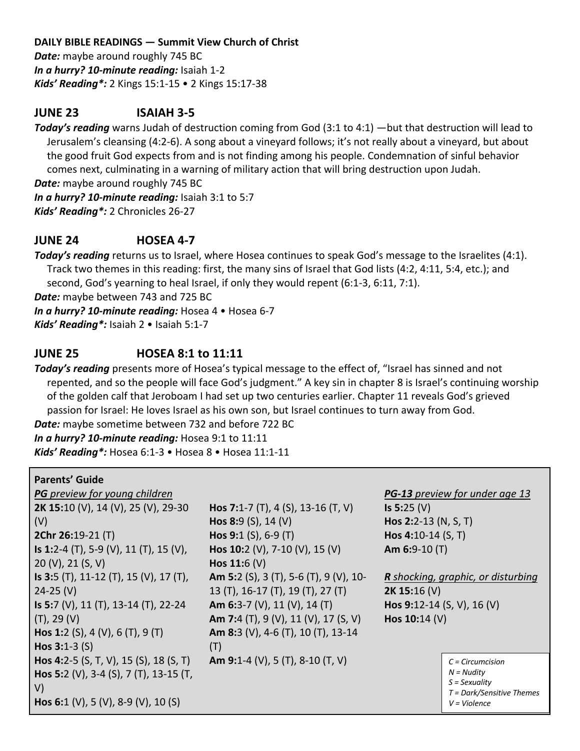**DAILY BIBLE READINGS — Summit View Church of Christ**
***Date:*** maybe around roughly 745 BC
***In a hurry? 10-minute reading:*** Isaiah 1-2
***Kids' Reading*:*** 2 Kings 15:1-15 • 2 Kings 15:17-38

## JUNE 23 ISAIAH 3-5

***Today's reading*** warns Judah of destruction coming from God (3:1 to 4:1) —but that destruction will lead to Jerusalem's cleansing (4:2-6). A song about a vineyard follows; it's not really about a vineyard, but about the good fruit God expects from and is not finding among his people. Condemnation of sinful behavior comes next, culminating in a warning of military action that will bring destruction upon Judah.
***Date:*** maybe around roughly 745 BC
***In a hurry? 10-minute reading:*** Isaiah 3:1 to 5:7
***Kids' Reading*:*** 2 Chronicles 26-27

## JUNE 24 HOSEA 4-7

***Today's reading*** returns us to Israel, where Hosea continues to speak God's message to the Israelites (4:1). Track two themes in this reading: first, the many sins of Israel that God lists (4:2, 4:11, 5:4, etc.); and second, God's yearning to heal Israel, if only they would repent (6:1-3, 6:11, 7:1).
***Date:*** maybe between 743 and 725 BC
***In a hurry? 10-minute reading:*** Hosea 4 • Hosea 6-7
***Kids' Reading*:*** Isaiah 2 • Isaiah 5:1-7

## JUNE 25 HOSEA 8:1 to 11:11

***Today's reading*** presents more of Hosea's typical message to the effect of, "Israel has sinned and not repented, and so the people will face God's judgment." A key sin in chapter 8 is Israel's continuing worship of the golden calf that Jeroboam I had set up two centuries earlier. Chapter 11 reveals God's grieved passion for Israel: He loves Israel as his own son, but Israel continues to turn away from God.
***Date:*** maybe sometime between 732 and before 722 BC
***In a hurry? 10-minute reading:*** Hosea 9:1 to 11:11
***Kids' Reading*:*** Hosea 6:1-3 • Hosea 8 • Hosea 11:1-11

**Parents' Guide**

***PG** preview for young children*

**2K 15:**10 (V), 14 (V), 25 (V), 29-30 (V)
**2Chr 26:**19-21 (T)
**Is 1:**2-4 (T), 5-9 (V), 11 (T), 15 (V), 20 (V), 21 (S, V)
**Is 3:**5 (T), 11-12 (T), 15 (V), 17 (T), 24-25 (V)
**Is 5:**7 (V), 11 (T), 13-14 (T), 22-24 (T), 29 (V)
**Hos 1:**2 (S), 4 (V), 6 (T), 9 (T)
**Hos 3:**1-3 (S)
**Hos 4:**2-5 (S, T, V), 15 (S), 18 (S, T)
**Hos 5:**2 (V), 3-4 (S), 7 (T), 13-15 (T, V)
**Hos 6:**1 (V), 5 (V), 8-9 (V), 10 (S)
**Hos 7:**1-7 (T), 4 (S), 13-16 (T, V)
**Hos 8:**9 (S), 14 (V)
**Hos 9:**1 (S), 6-9 (T)
**Hos 10:**2 (V), 7-10 (V), 15 (V)
**Hos 11:**6 (V)
**Am 5:**2 (S), 3 (T), 5-6 (T), 9 (V), 10-13 (T), 16-17 (T), 19 (T), 27 (T)
**Am 6:**3-7 (V), 11 (V), 14 (T)
**Am 7:**4 (T), 9 (V), 11 (V), 17 (S, V)
**Am 8:**3 (V), 4-6 (T), 10 (T), 13-14 (T)
**Am 9:**1-4 (V), 5 (T), 8-10 (T, V)

***PG-13** preview for under age 13*

**Is 5:**25 (V)
**Hos 2:**2-13 (N, S, T)
**Hos 4:**10-14 (S, T)
**Am 6:**9-10 (T)

***R** shocking, graphic, or disturbing*

**2K 15:**16 (V)
**Hos 9:**12-14 (S, V), 16 (V)
**Hos 10:**14 (V)

*C = Circumcision*
*N = Nudity*
*S = Sexuality*
*T = Dark/Sensitive Themes*
*V = Violence*